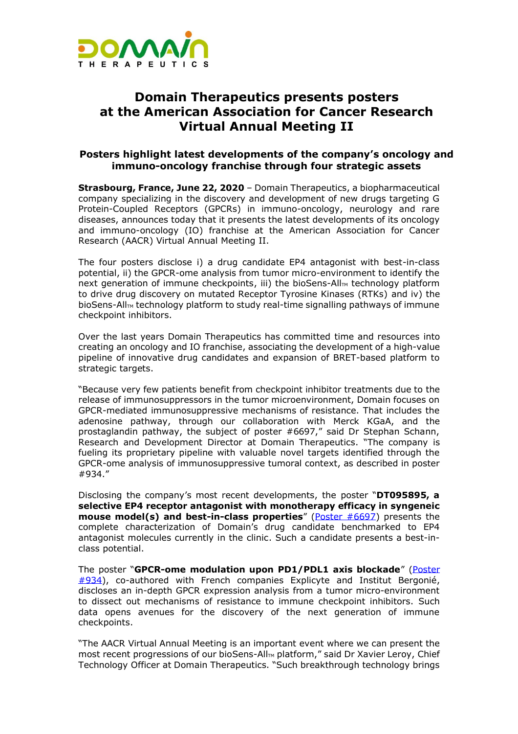# Domain Therapeutics presents posters at the American Association for Cancer Research Virtual Annual Meeting II

## Posters highlight latest developments of the company's oncology and immuno-oncology franchise through four strategic assets

**Strasbourg, France, June 22, 2020** – Domain Therapeutics, a biopharmaceutical company specializing in the discovery and development of new drugs targeting G Protein-Coupled Receptors (GPCRs) in immuno-oncology, neurology and rare diseases, announces today that it presents the latest developments of its oncology and immuno-oncology (IO) franchise at the American Association for Cancer Research (AACR) Virtual Annual Meeting II.

The four posters disclose i) a drug candidate EP4 antagonist with best-in-class potential, ii) the GPCR-ome analysis from tumor micro-environment to identify the next generation of immune checkpoints, iii) the bioSens-All™ technology platform to drive drug discovery on mutated Receptor Tyrosine Kinases (RTKs) and iv) the bioSens-All™ technology platform to study real-time signalling pathways of immune checkpoint inhibitors.

Over the last years Domain Therapeutics has committed time and resources into creating an oncology and IO franchise, associating the development of a high-value pipeline of innovative drug candidates and expansion of BRET-based platform to strategic targets.

"Because very few patients benefit from checkpoint inhibitor treatments due to the release of immunosuppressors in the tumor microenvironment, Domain focuses on GPCR-mediated immunosuppressive mechanisms of resistance. That includes the adenosine pathway, through our collaboration with Merck KGaA, and the prostaglandin pathway, the subject of poster #6697," said Dr Stephan Schann, Research and Development Director at Domain Therapeutics. "The company is fueling its proprietary pipeline with valuable novel targets identified through the GPCR-ome analysis of immunosuppressive tumoral context, as described in poster #934."

Disclosing the company's most recent developments, the poster "**DT095895, a selective EP4 receptor antagonist with monotherapy efficacy in syngeneic mouse model(s) and best-in-class properties**" (Poster #6697) presents the complete characterization of Domain's drug candidate benchmarked to EP4 antagonist molecules currently in the clinic. Such a candidate presents a best-in-class potential.

The poster "**GPCR-ome modulation upon PD1/PDL1 axis blockade**" (Poster #934), co-authored with French companies Explicyte and Institut Bergonié, discloses an in-depth GPCR expression analysis from a tumor micro-environment to dissect out mechanisms of resistance to immune checkpoint inhibitors. Such data opens avenues for the discovery of the next generation of immune checkpoints.

"The AACR Virtual Annual Meeting is an important event where we can present the most recent progressions of our bioSens-All™ platform," said Dr Xavier Leroy, Chief Technology Officer at Domain Therapeutics. "Such breakthrough technology brings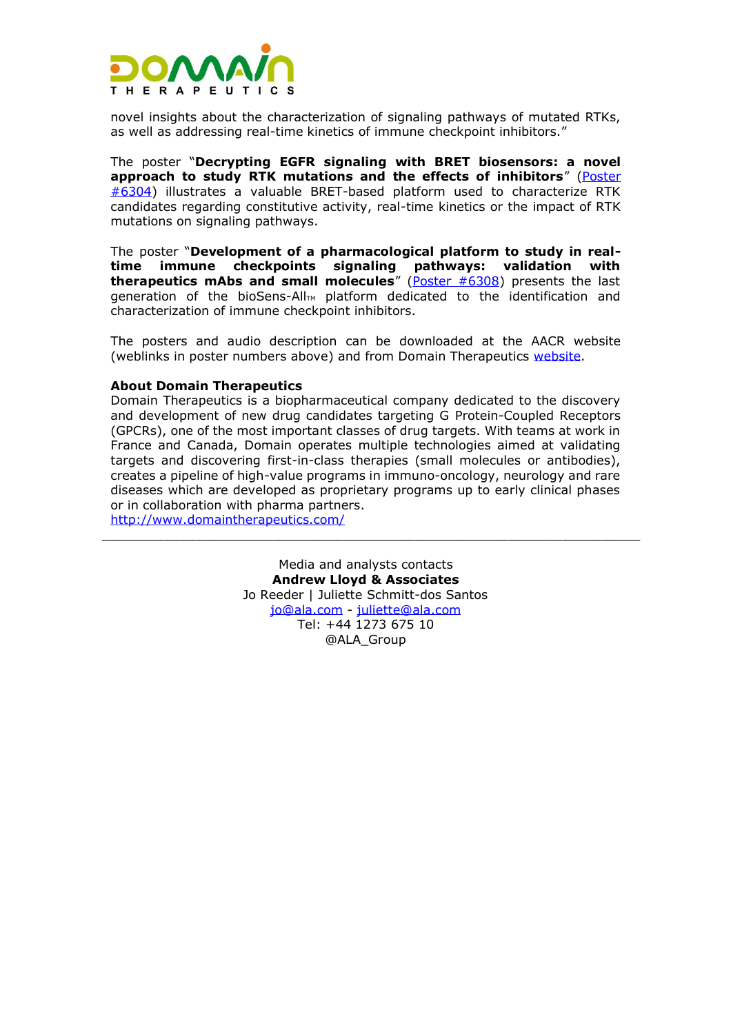novel insights about the characterization of signaling pathways of mutated RTKs, as well as addressing real-time kinetics of immune checkpoint inhibitors."

The poster "**Decrypting EGFR signaling with BRET biosensors: a novel approach to study RTK mutations and the effects of inhibitors**" (Poster #6304) illustrates a valuable BRET-based platform used to characterize RTK candidates regarding constitutive activity, real-time kinetics or the impact of RTK mutations on signaling pathways.

The poster "**Development of a pharmacological platform to study in real-time immune checkpoints signaling pathways: validation with therapeutics mAbs and small molecules**" (Poster #6308) presents the last generation of the bioSens-All™ platform dedicated to the identification and characterization of immune checkpoint inhibitors.

The posters and audio description can be downloaded at the AACR website (weblinks in poster numbers above) and from Domain Therapeutics website.

**About Domain Therapeutics**

Domain Therapeutics is a biopharmaceutical company dedicated to the discovery and development of new drug candidates targeting G Protein-Coupled Receptors (GPCRs), one of the most important classes of drug targets. With teams at work in France and Canada, Domain operates multiple technologies aimed at validating targets and discovering first-in-class therapies (small molecules or antibodies), creates a pipeline of high-value programs in immuno-oncology, neurology and rare diseases which are developed as proprietary programs up to early clinical phases or in collaboration with pharma partners.
http://www.domaintherapeutics.com/

---

Media and analysts contacts
**Andrew Lloyd & Associates**
Jo Reeder | Juliette Schmitt-dos Santos
jo@ala.com - juliette@ala.com
Tel: +44 1273 675 10
@ALA_Group